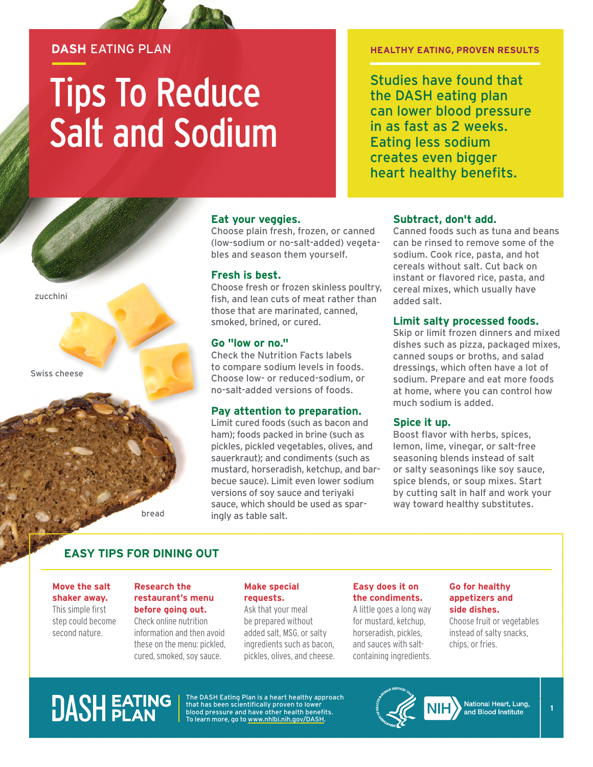DASH EATING PLAN

# Tips To Reduce Salt and Sodium

**HEALTHY EATING, PROVEN RESULTS**

Studies have found that the DASH eating plan can lower blood pressure in as fast as 2 weeks. Eating less sodium creates even bigger heart healthy benefits.

zucchini

Swiss cheese

bread

### Eat your veggies.

Choose plain fresh, frozen, or canned (low-sodium or no-salt-added) vegetables and season them yourself.

### Fresh is best.

Choose fresh or frozen skinless poultry, fish, and lean cuts of meat rather than those that are marinated, canned, smoked, brined, or cured.

### Go "low or no."

Check the Nutrition Facts labels to compare sodium levels in foods. Choose low- or reduced-sodium, or no-salt-added versions of foods.

### Pay attention to preparation.

Limit cured foods (such as bacon and ham); foods packed in brine (such as pickles, pickled vegetables, olives, and sauerkraut); and condiments (such as mustard, horseradish, ketchup, and barbecue sauce). Limit even lower sodium versions of soy sauce and teriyaki sauce, which should be used as sparingly as table salt.

### Subtract, don't add.

Canned foods such as tuna and beans can be rinsed to remove some of the sodium. Cook rice, pasta, and hot cereals without salt. Cut back on instant or flavored rice, pasta, and cereal mixes, which usually have added salt.

### Limit salty processed foods.

Skip or limit frozen dinners and mixed dishes such as pizza, packaged mixes, canned soups or broths, and salad dressings, which often have a lot of sodium. Prepare and eat more foods at home, where you can control how much sodium is added.

### Spice it up.

Boost flavor with herbs, spices, lemon, lime, vinegar, or salt-free seasoning blends instead of salt or salty seasonings like soy sauce, spice blends, or soup mixes. Start by cutting salt in half and work your way toward healthy substitutes.

## EASY TIPS FOR DINING OUT

**Move the salt shaker away.**
This simple first step could become second nature.

**Research the restaurant's menu before going out.**
Check online nutrition information and then avoid these on the menu: pickled, cured, smoked, soy sauce.

**Make special requests.**
Ask that your meal be prepared without added salt, MSG, or salty ingredients such as bacon, pickles, olives, and cheese.

**Easy does it on the condiments.**
A little goes a long way for mustard, ketchup, horseradish, pickles, and sauces with salt-containing ingredients.

**Go for healthy appetizers and side dishes.**
Choose fruit or vegetables instead of salty snacks, chips, or fries.

DASH EATING PLAN

The DASH Eating Plan is a heart healthy approach that has been scientifically proven to lower blood pressure and have other health benefits. To learn more, go to www.nhlbi.nih.gov/DASH.

NIH National Heart, Lung, and Blood Institute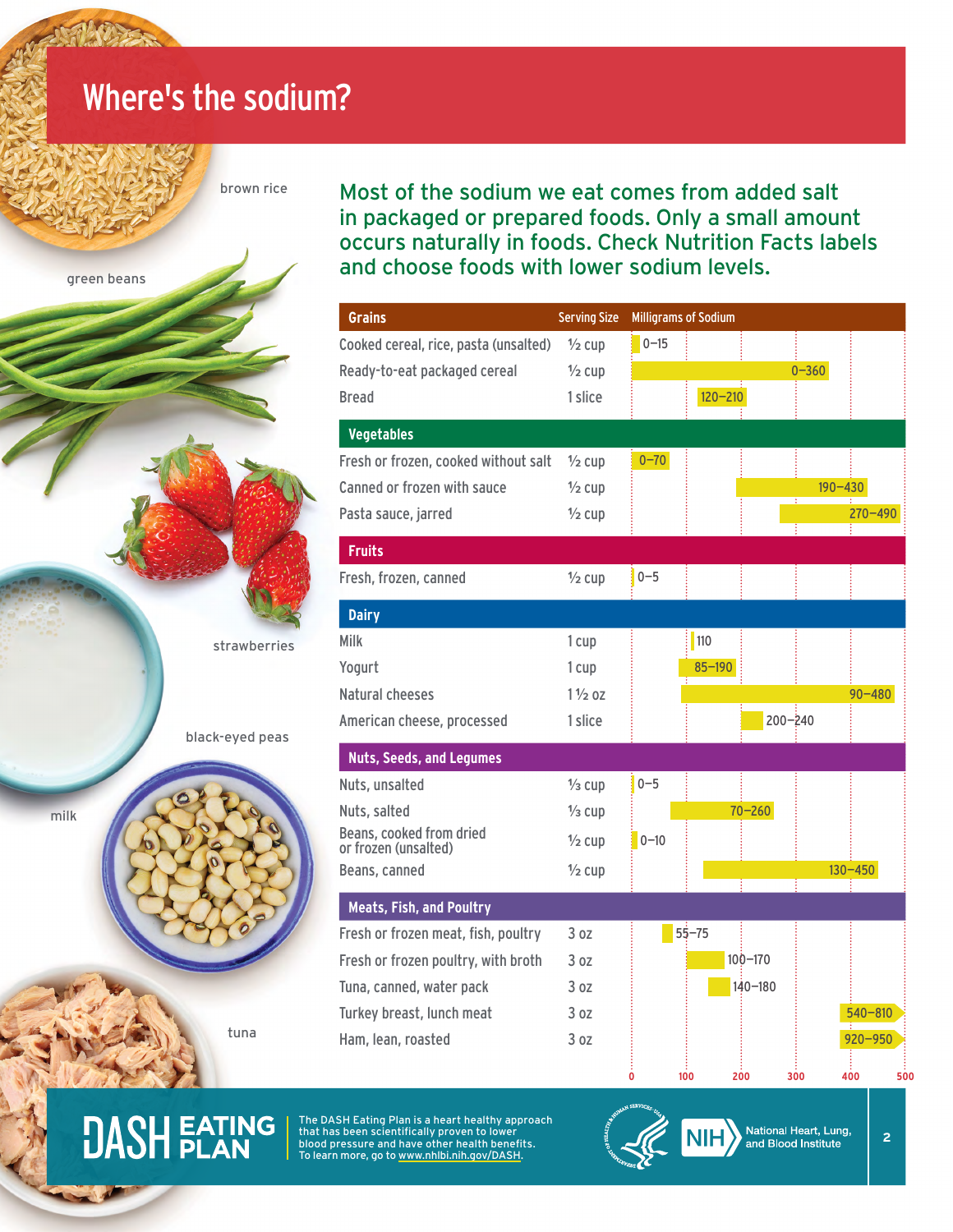# Where's the sodium?

Most of the sodium we eat comes from added salt in packaged or prepared foods. Only a small amount occurs naturally in foods. Check Nutrition Facts labels and choose foods with lower sodium levels.

| Food | Serving Size | Milligrams of Sodium |
|---|---|---|
| **Grains** | | |
| Cooked cereal, rice, pasta (unsalted) | ½ cup | 0–15 |
| Ready-to-eat packaged cereal | ½ cup | 0–360 |
| Bread | 1 slice | 120–210 |
| **Vegetables** | | |
| Fresh or frozen, cooked without salt | ½ cup | 0–70 |
| Canned or frozen with sauce | ½ cup | 190–430 |
| Pasta sauce, jarred | ½ cup | 270–490 |
| **Fruits** | | |
| Fresh, frozen, canned | ½ cup | 0–5 |
| **Dairy** | | |
| Milk | 1 cup | 110 |
| Yogurt | 1 cup | 85–190 |
| Natural cheeses | 1½ oz | 90–480 |
| American cheese, processed | 1 slice | 200–240 |
| **Nuts, Seeds, and Legumes** | | |
| Nuts, unsalted | ⅓ cup | 0–5 |
| Nuts, salted | ⅓ cup | 70–260 |
| Beans, cooked from dried or frozen (unsalted) | ½ cup | 0–10 |
| Beans, canned | ½ cup | 130–450 |
| **Meats, Fish, and Poultry** | | |
| Fresh or frozen meat, fish, poultry | 3 oz | 55–75 |
| Fresh or frozen poultry, with broth | 3 oz | 100–170 |
| Tuna, canned, water pack | 3 oz | 140–180 |
| Turkey breast, lunch meat | 3 oz | 540–810 |
| Ham, lean, roasted | 3 oz | 920–950 |

0 100 200 300 400 500

**DASH EATING PLAN**

The DASH Eating Plan is a heart healthy approach that has been scientifically proven to lower blood pressure and have other health benefits. To learn more, go to www.nhlbi.nih.gov/DASH.

NIH National Heart, Lung, and Blood Institute